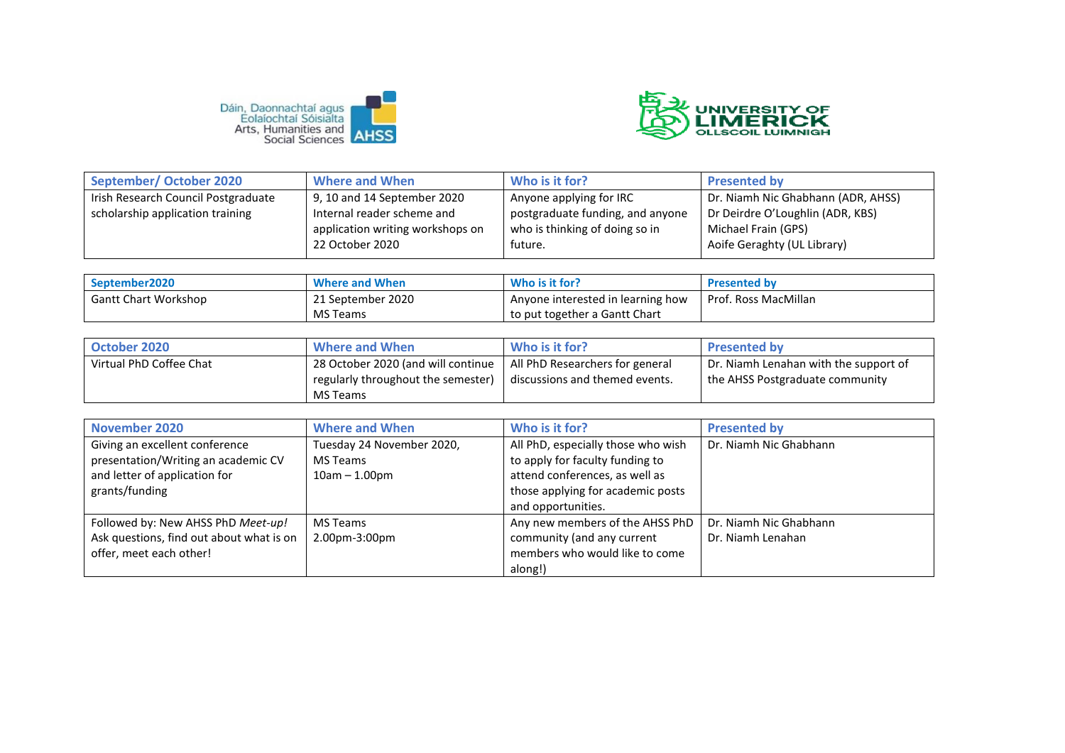Dáin, Daonnachtaí agus Eolaíochtaí Sóisialta
Arts, Humanities and Social Sciences
AHSS

UNIVERSITY OF LIMERICK
OLLSCOIL LUIMNIGH

| September/ October 2020 | Where and When | Who is it for? | Presented by |
|---|---|---|---|
| Irish Research Council Postgraduate scholarship application training | 9, 10 and 14 September 2020 Internal reader scheme and application writing workshops on 22 October 2020 | Anyone applying for IRC postgraduate funding, and anyone who is thinking of doing so in future. | Dr. Niamh Nic Ghabhann (ADR, AHSS) Dr Deirdre O'Loughlin (ADR, KBS) Michael Frain (GPS) Aoife Geraghty (UL Library) |

| September2020 | Where and When | Who is it for? | Presented by |
|---|---|---|---|
| Gantt Chart Workshop | 21 September 2020 MS Teams | Anyone interested in learning how to put together a Gantt Chart | Prof. Ross MacMillan |

| October 2020 | Where and When | Who is it for? | Presented by |
|---|---|---|---|
| Virtual PhD Coffee Chat | 28 October 2020 (and will continue regularly throughout the semester) MS Teams | All PhD Researchers for general discussions and themed events. | Dr. Niamh Lenahan with the support of the AHSS Postgraduate community |

| November 2020 | Where and When | Who is it for? | Presented by |
|---|---|---|---|
| Giving an excellent conference presentation/Writing an academic CV and letter of application for grants/funding | Tuesday 24 November 2020, MS Teams 10am – 1.00pm | All PhD, especially those who wish to apply for faculty funding to attend conferences, as well as those applying for academic posts and opportunities. | Dr. Niamh Nic Ghabhann |
| Followed by: New AHSS PhD *Meet-up!* Ask questions, find out about what is on offer, meet each other! | MS Teams 2.00pm-3:00pm | Any new members of the AHSS PhD community (and any current members who would like to come along!) | Dr. Niamh Nic Ghabhann Dr. Niamh Lenahan |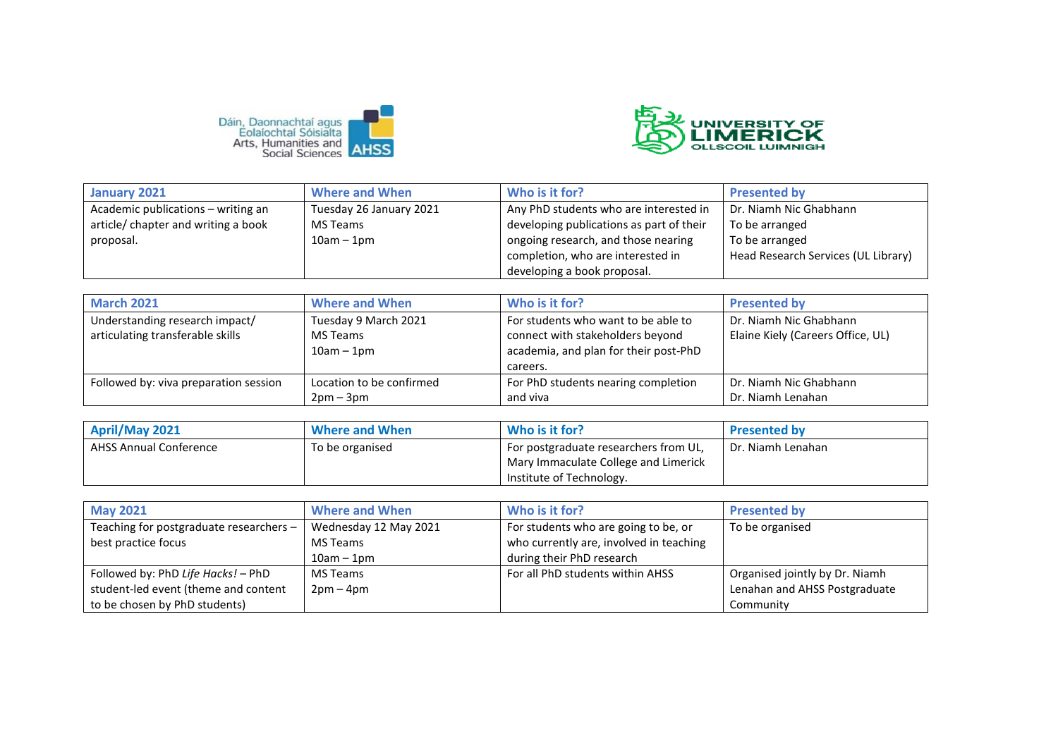Dáin, Daonnachtaí agus Eolaíochtaí Sóisialta
Arts, Humanities and Social Sciences AHSS

UNIVERSITY OF LIMERICK
OLLSCOIL LUIMNIGH

| January 2021 | Where and When | Who is it for? | Presented by |
|---|---|---|---|
| Academic publications – writing an article/ chapter and writing a book proposal. | Tuesday 26 January 2021<br>MS Teams<br>10am – 1pm | Any PhD students who are interested in developing publications as part of their ongoing research, and those nearing completion, who are interested in developing a book proposal. | Dr. Niamh Nic Ghabhann<br>To be arranged<br>To be arranged<br>Head Research Services (UL Library) |

| March 2021 | Where and When | Who is it for? | Presented by |
|---|---|---|---|
| Understanding research impact/ articulating transferable skills | Tuesday 9 March 2021<br>MS Teams<br>10am – 1pm | For students who want to be able to connect with stakeholders beyond academia, and plan for their post-PhD careers. | Dr. Niamh Nic Ghabhann<br>Elaine Kiely (Careers Office, UL) |
| Followed by: viva preparation session | Location to be confirmed<br>2pm – 3pm | For PhD students nearing completion and viva | Dr. Niamh Nic Ghabhann<br>Dr. Niamh Lenahan |

| April/May 2021 | Where and When | Who is it for? | Presented by |
|---|---|---|---|
| AHSS Annual Conference | To be organised | For postgraduate researchers from UL, Mary Immaculate College and Limerick Institute of Technology. | Dr. Niamh Lenahan |

| May 2021 | Where and When | Who is it for? | Presented by |
|---|---|---|---|
| Teaching for postgraduate researchers – best practice focus | Wednesday 12 May 2021<br>MS Teams<br>10am – 1pm | For students who are going to be, or who currently are, involved in teaching during their PhD research | To be organised |
| Followed by: PhD *Life Hacks!* – PhD student-led event (theme and content to be chosen by PhD students) | MS Teams<br>2pm – 4pm | For all PhD students within AHSS | Organised jointly by Dr. Niamh Lenahan and AHSS Postgraduate Community |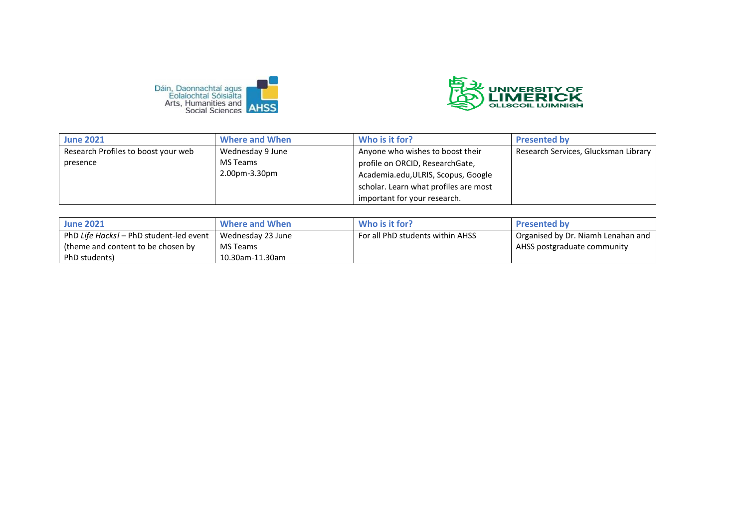| June 2021 | Where and When | Who is it for? | Presented by |
| --- | --- | --- | --- |
| Research Profiles to boost your web presence | Wednesday 9 June<br>MS Teams<br>2.00pm-3.30pm | Anyone who wishes to boost their profile on ORCID, ResearchGate, Academia.edu,ULRIS, Scopus, Google scholar. Learn what profiles are most important for your research. | Research Services, Glucksman Library |

| June 2021 | Where and When | Who is it for? | Presented by |
| --- | --- | --- | --- |
| PhD *Life Hacks!* – PhD student-led event (theme and content to be chosen by PhD students) | Wednesday 23 June<br>MS Teams<br>10.30am-11.30am | For all PhD students within AHSS | Organised by Dr. Niamh Lenahan and AHSS postgraduate community |